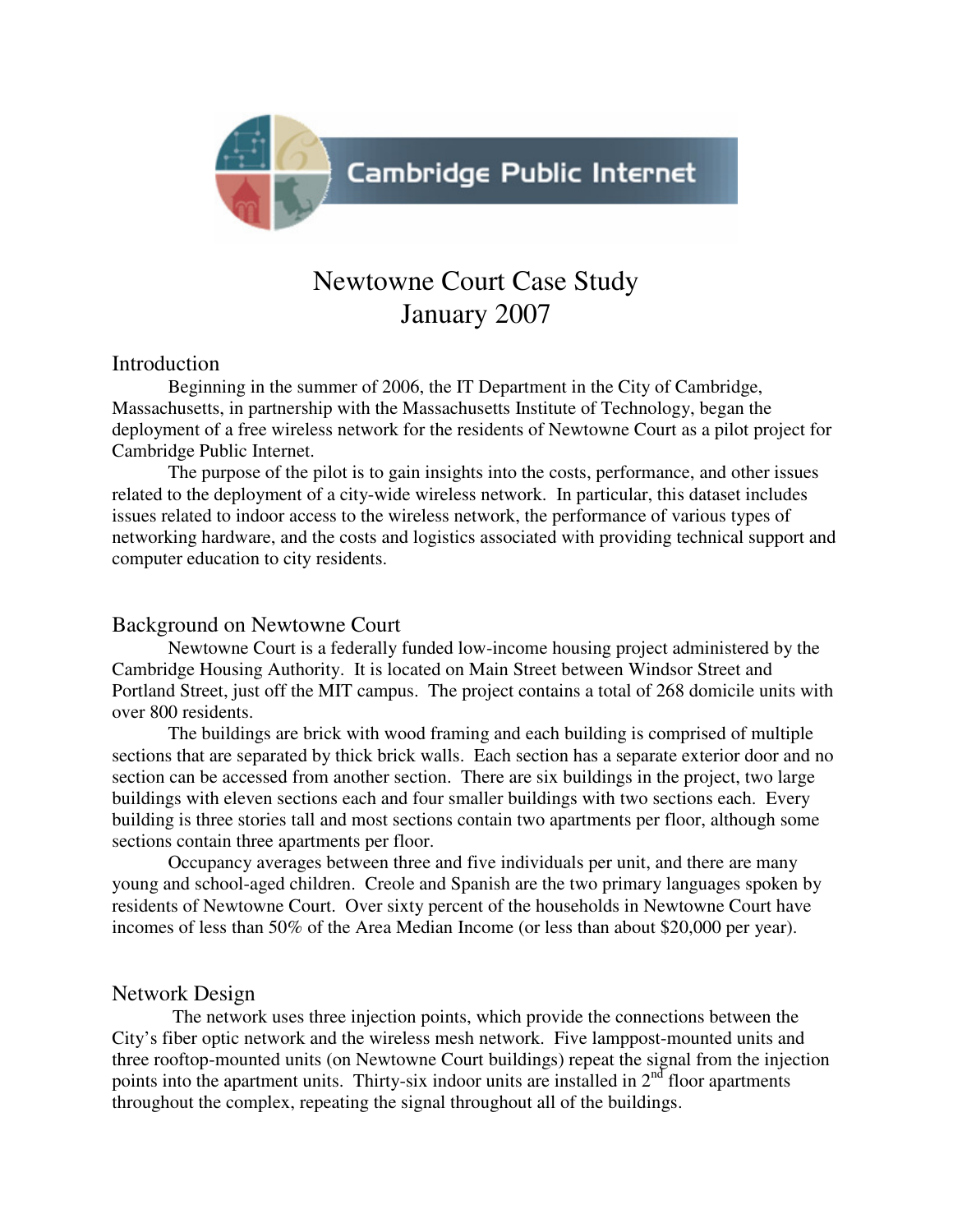Cambridge Public Internet

# Newtowne Court Case Study
# January 2007

## Introduction

Beginning in the summer of 2006, the IT Department in the City of Cambridge, Massachusetts, in partnership with the Massachusetts Institute of Technology, began the deployment of a free wireless network for the residents of Newtowne Court as a pilot project for Cambridge Public Internet.

The purpose of the pilot is to gain insights into the costs, performance, and other issues related to the deployment of a city-wide wireless network. In particular, this dataset includes issues related to indoor access to the wireless network, the performance of various types of networking hardware, and the costs and logistics associated with providing technical support and computer education to city residents.

## Background on Newtowne Court

Newtowne Court is a federally funded low-income housing project administered by the Cambridge Housing Authority. It is located on Main Street between Windsor Street and Portland Street, just off the MIT campus. The project contains a total of 268 domicile units with over 800 residents.

The buildings are brick with wood framing and each building is comprised of multiple sections that are separated by thick brick walls. Each section has a separate exterior door and no section can be accessed from another section. There are six buildings in the project, two large buildings with eleven sections each and four smaller buildings with two sections each. Every building is three stories tall and most sections contain two apartments per floor, although some sections contain three apartments per floor.

Occupancy averages between three and five individuals per unit, and there are many young and school-aged children. Creole and Spanish are the two primary languages spoken by residents of Newtowne Court. Over sixty percent of the households in Newtowne Court have incomes of less than 50% of the Area Median Income (or less than about $20,000 per year).

## Network Design

The network uses three injection points, which provide the connections between the City's fiber optic network and the wireless mesh network. Five lamppost-mounted units and three rooftop-mounted units (on Newtowne Court buildings) repeat the signal from the injection points into the apartment units. Thirty-six indoor units are installed in 2nd floor apartments throughout the complex, repeating the signal throughout all of the buildings.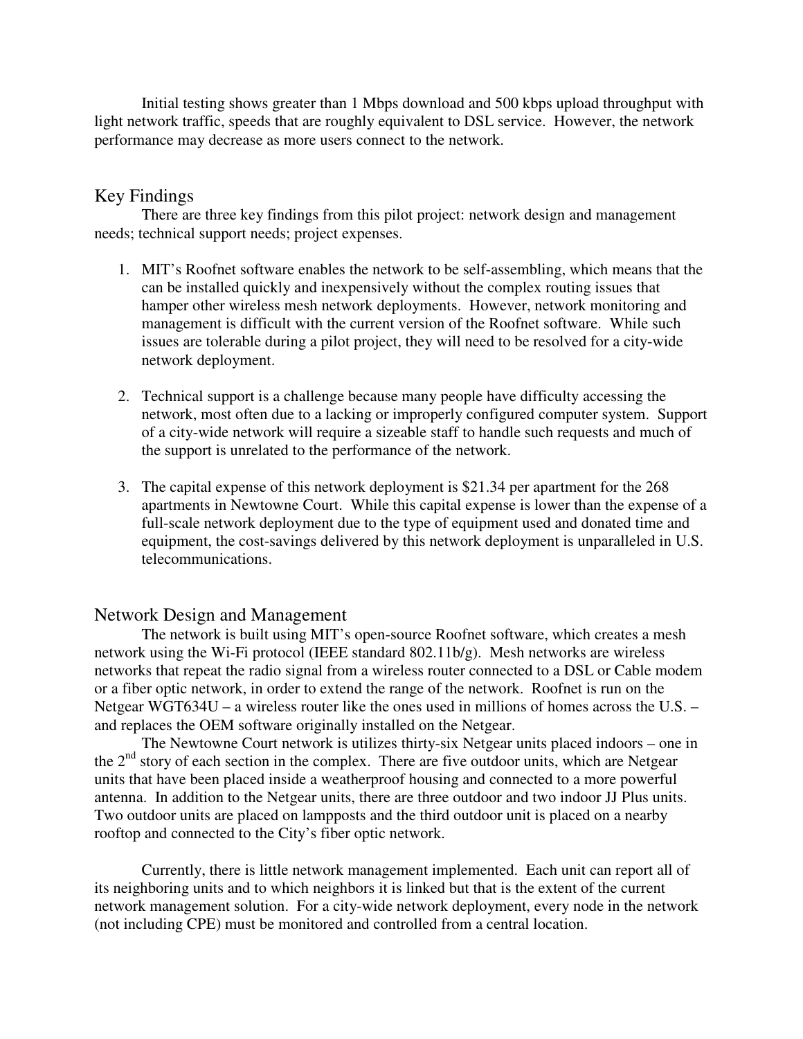Initial testing shows greater than 1 Mbps download and 500 kbps upload throughput with light network traffic, speeds that are roughly equivalent to DSL service. However, the network performance may decrease as more users connect to the network.

## Key Findings

There are three key findings from this pilot project: network design and management needs; technical support needs; project expenses.

1. MIT's Roofnet software enables the network to be self-assembling, which means that the can be installed quickly and inexpensively without the complex routing issues that hamper other wireless mesh network deployments. However, network monitoring and management is difficult with the current version of the Roofnet software. While such issues are tolerable during a pilot project, they will need to be resolved for a city-wide network deployment.

2. Technical support is a challenge because many people have difficulty accessing the network, most often due to a lacking or improperly configured computer system. Support of a city-wide network will require a sizeable staff to handle such requests and much of the support is unrelated to the performance of the network.

3. The capital expense of this network deployment is $21.34 per apartment for the 268 apartments in Newtowne Court. While this capital expense is lower than the expense of a full-scale network deployment due to the type of equipment used and donated time and equipment, the cost-savings delivered by this network deployment is unparalleled in U.S. telecommunications.

## Network Design and Management

The network is built using MIT's open-source Roofnet software, which creates a mesh network using the Wi-Fi protocol (IEEE standard 802.11b/g). Mesh networks are wireless networks that repeat the radio signal from a wireless router connected to a DSL or Cable modem or a fiber optic network, in order to extend the range of the network. Roofnet is run on the Netgear WGT634U – a wireless router like the ones used in millions of homes across the U.S. – and replaces the OEM software originally installed on the Netgear.

The Newtowne Court network is utilizes thirty-six Netgear units placed indoors – one in the 2nd story of each section in the complex. There are five outdoor units, which are Netgear units that have been placed inside a weatherproof housing and connected to a more powerful antenna. In addition to the Netgear units, there are three outdoor and two indoor JJ Plus units. Two outdoor units are placed on lampposts and the third outdoor unit is placed on a nearby rooftop and connected to the City's fiber optic network.

Currently, there is little network management implemented. Each unit can report all of its neighboring units and to which neighbors it is linked but that is the extent of the current network management solution. For a city-wide network deployment, every node in the network (not including CPE) must be monitored and controlled from a central location.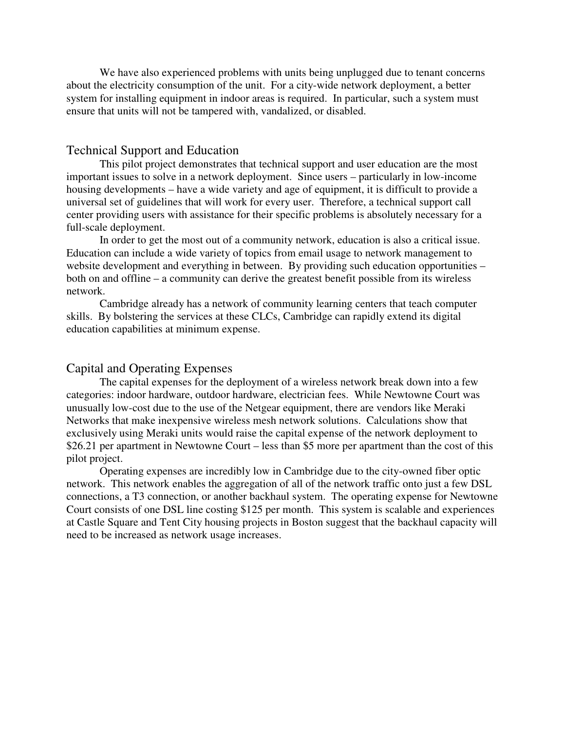We have also experienced problems with units being unplugged due to tenant concerns about the electricity consumption of the unit. For a city-wide network deployment, a better system for installing equipment in indoor areas is required. In particular, such a system must ensure that units will not be tampered with, vandalized, or disabled.

## Technical Support and Education

This pilot project demonstrates that technical support and user education are the most important issues to solve in a network deployment. Since users – particularly in low-income housing developments – have a wide variety and age of equipment, it is difficult to provide a universal set of guidelines that will work for every user. Therefore, a technical support call center providing users with assistance for their specific problems is absolutely necessary for a full-scale deployment.

In order to get the most out of a community network, education is also a critical issue. Education can include a wide variety of topics from email usage to network management to website development and everything in between. By providing such education opportunities – both on and offline – a community can derive the greatest benefit possible from its wireless network.

Cambridge already has a network of community learning centers that teach computer skills. By bolstering the services at these CLCs, Cambridge can rapidly extend its digital education capabilities at minimum expense.

## Capital and Operating Expenses

The capital expenses for the deployment of a wireless network break down into a few categories: indoor hardware, outdoor hardware, electrician fees. While Newtowne Court was unusually low-cost due to the use of the Netgear equipment, there are vendors like Meraki Networks that make inexpensive wireless mesh network solutions. Calculations show that exclusively using Meraki units would raise the capital expense of the network deployment to $26.21 per apartment in Newtowne Court – less than $5 more per apartment than the cost of this pilot project.

Operating expenses are incredibly low in Cambridge due to the city-owned fiber optic network. This network enables the aggregation of all of the network traffic onto just a few DSL connections, a T3 connection, or another backhaul system. The operating expense for Newtowne Court consists of one DSL line costing $125 per month. This system is scalable and experiences at Castle Square and Tent City housing projects in Boston suggest that the backhaul capacity will need to be increased as network usage increases.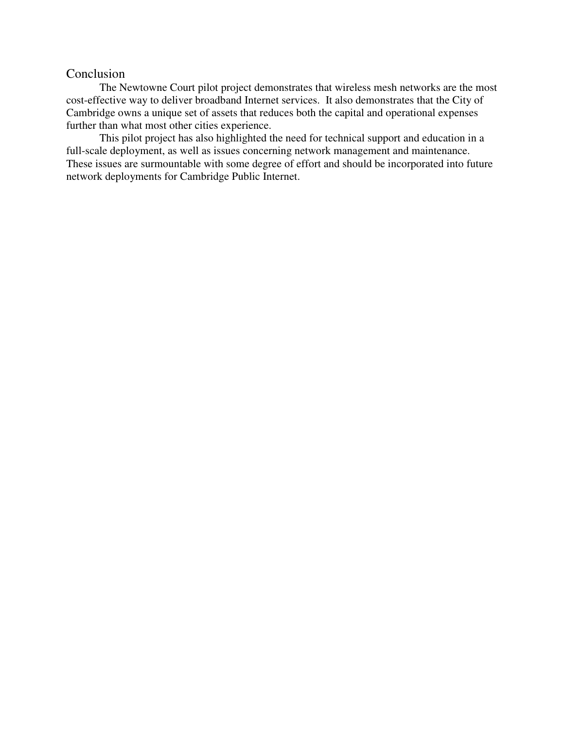## Conclusion

The Newtowne Court pilot project demonstrates that wireless mesh networks are the most cost-effective way to deliver broadband Internet services. It also demonstrates that the City of Cambridge owns a unique set of assets that reduces both the capital and operational expenses further than what most other cities experience.

This pilot project has also highlighted the need for technical support and education in a full-scale deployment, as well as issues concerning network management and maintenance. These issues are surmountable with some degree of effort and should be incorporated into future network deployments for Cambridge Public Internet.